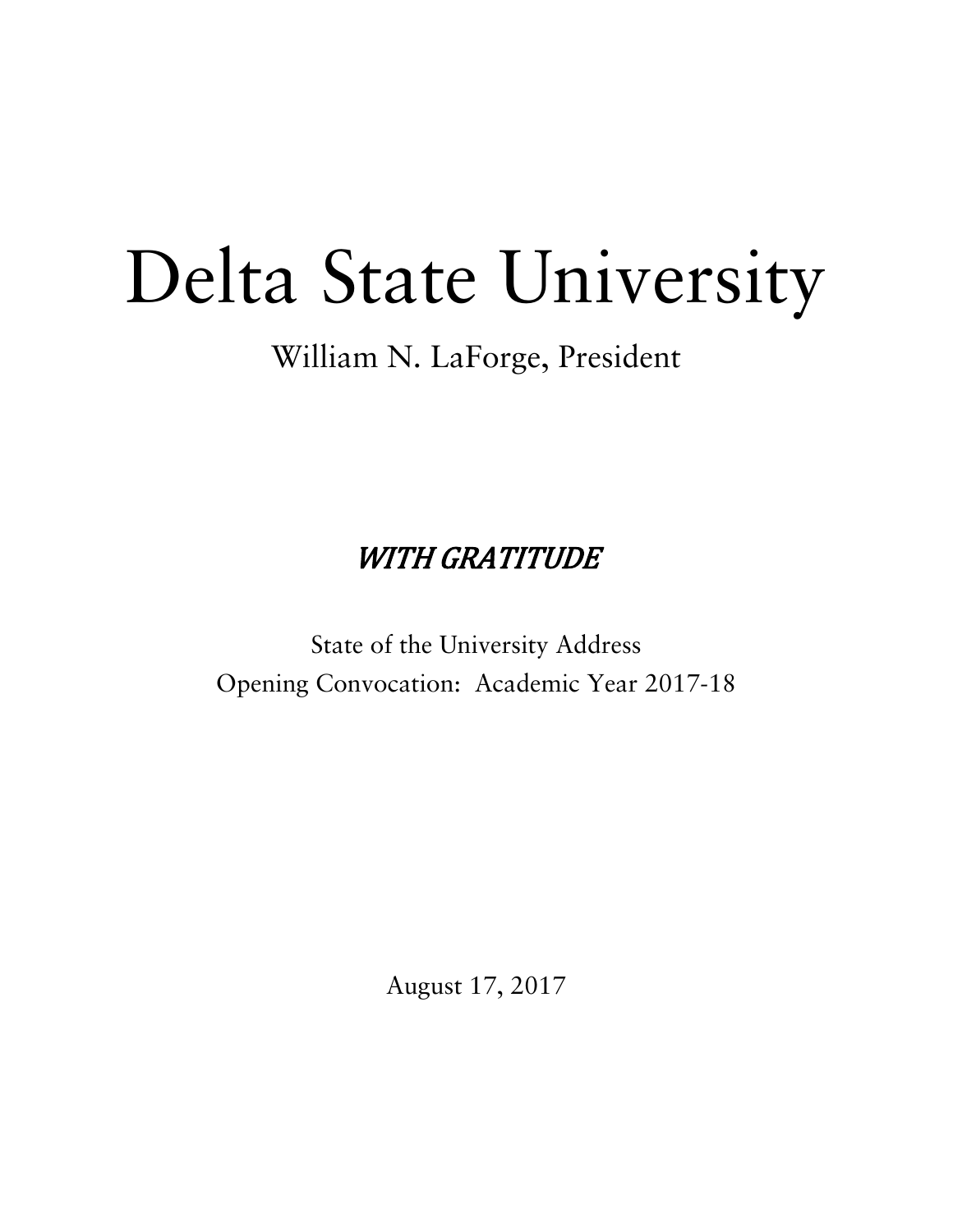# Delta State University

William N. LaForge, President

## *WITH GRATITUDE*

State of the University Address
Opening Convocation: Academic Year 2017-18

August 17, 2017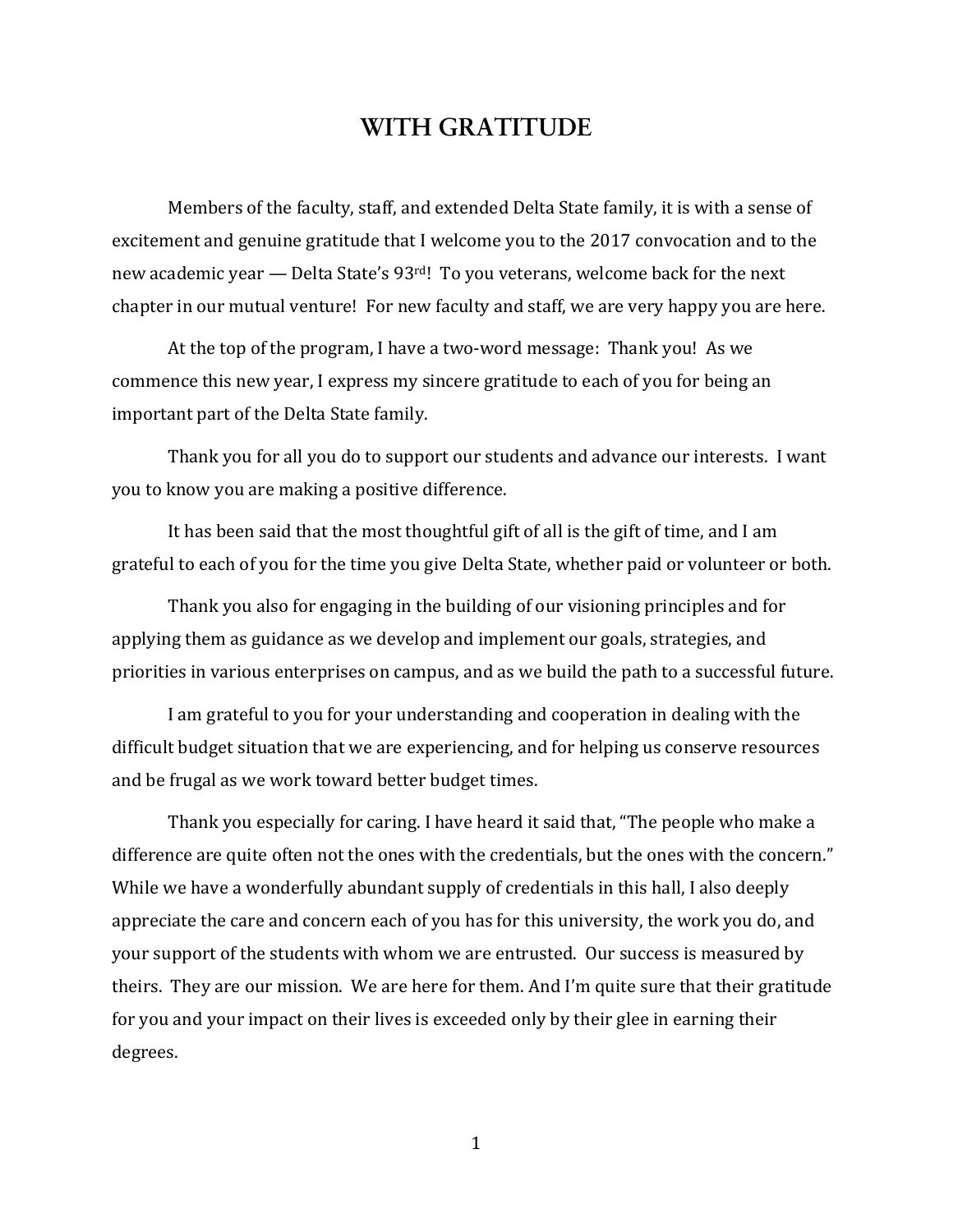# WITH GRATITUDE

Members of the faculty, staff, and extended Delta State family, it is with a sense of excitement and genuine gratitude that I welcome you to the 2017 convocation and to the new academic year — Delta State's 93rd! To you veterans, welcome back for the next chapter in our mutual venture! For new faculty and staff, we are very happy you are here.

At the top of the program, I have a two-word message: Thank you! As we commence this new year, I express my sincere gratitude to each of you for being an important part of the Delta State family.

Thank you for all you do to support our students and advance our interests. I want you to know you are making a positive difference.

It has been said that the most thoughtful gift of all is the gift of time, and I am grateful to each of you for the time you give Delta State, whether paid or volunteer or both.

Thank you also for engaging in the building of our visioning principles and for applying them as guidance as we develop and implement our goals, strategies, and priorities in various enterprises on campus, and as we build the path to a successful future.

I am grateful to you for your understanding and cooperation in dealing with the difficult budget situation that we are experiencing, and for helping us conserve resources and be frugal as we work toward better budget times.

Thank you especially for caring. I have heard it said that, "The people who make a difference are quite often not the ones with the credentials, but the ones with the concern." While we have a wonderfully abundant supply of credentials in this hall, I also deeply appreciate the care and concern each of you has for this university, the work you do, and your support of the students with whom we are entrusted. Our success is measured by theirs. They are our mission. We are here for them. And I'm quite sure that their gratitude for you and your impact on their lives is exceeded only by their glee in earning their degrees.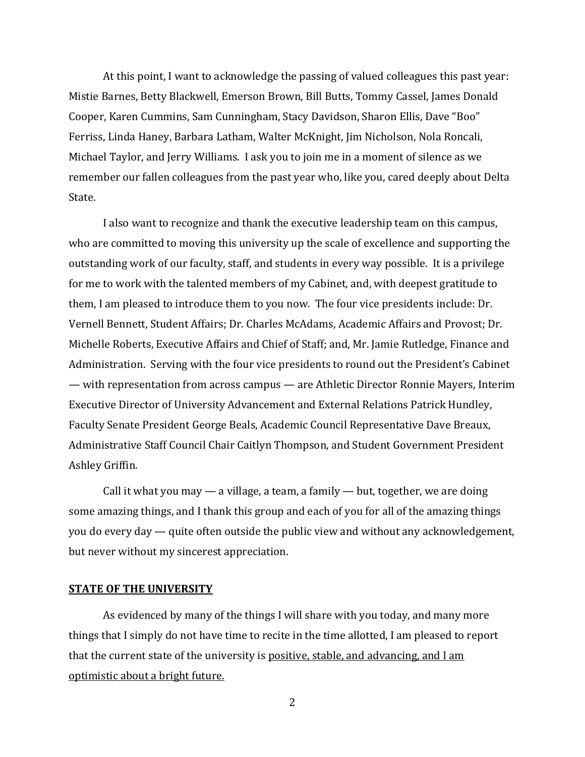At this point, I want to acknowledge the passing of valued colleagues this past year: Mistie Barnes, Betty Blackwell, Emerson Brown, Bill Butts, Tommy Cassel, James Donald Cooper, Karen Cummins, Sam Cunningham, Stacy Davidson, Sharon Ellis, Dave "Boo" Ferriss, Linda Haney, Barbara Latham, Walter McKnight, Jim Nicholson, Nola Roncali, Michael Taylor, and Jerry Williams. I ask you to join me in a moment of silence as we remember our fallen colleagues from the past year who, like you, cared deeply about Delta State.

I also want to recognize and thank the executive leadership team on this campus, who are committed to moving this university up the scale of excellence and supporting the outstanding work of our faculty, staff, and students in every way possible. It is a privilege for me to work with the talented members of my Cabinet, and, with deepest gratitude to them, I am pleased to introduce them to you now. The four vice presidents include: Dr. Vernell Bennett, Student Affairs; Dr. Charles McAdams, Academic Affairs and Provost; Dr. Michelle Roberts, Executive Affairs and Chief of Staff; and, Mr. Jamie Rutledge, Finance and Administration. Serving with the four vice presidents to round out the President's Cabinet — with representation from across campus — are Athletic Director Ronnie Mayers, Interim Executive Director of University Advancement and External Relations Patrick Hundley, Faculty Senate President George Beals, Academic Council Representative Dave Breaux, Administrative Staff Council Chair Caitlyn Thompson, and Student Government President Ashley Griffin.

Call it what you may — a village, a team, a family — but, together, we are doing some amazing things, and I thank this group and each of you for all of the amazing things you do every day — quite often outside the public view and without any acknowledgement, but never without my sincerest appreciation.

## STATE OF THE UNIVERSITY

As evidenced by many of the things I will share with you today, and many more things that I simply do not have time to recite in the time allotted, I am pleased to report that the current state of the university is <u>positive, stable, and advancing, and I am optimistic about a bright future.</u>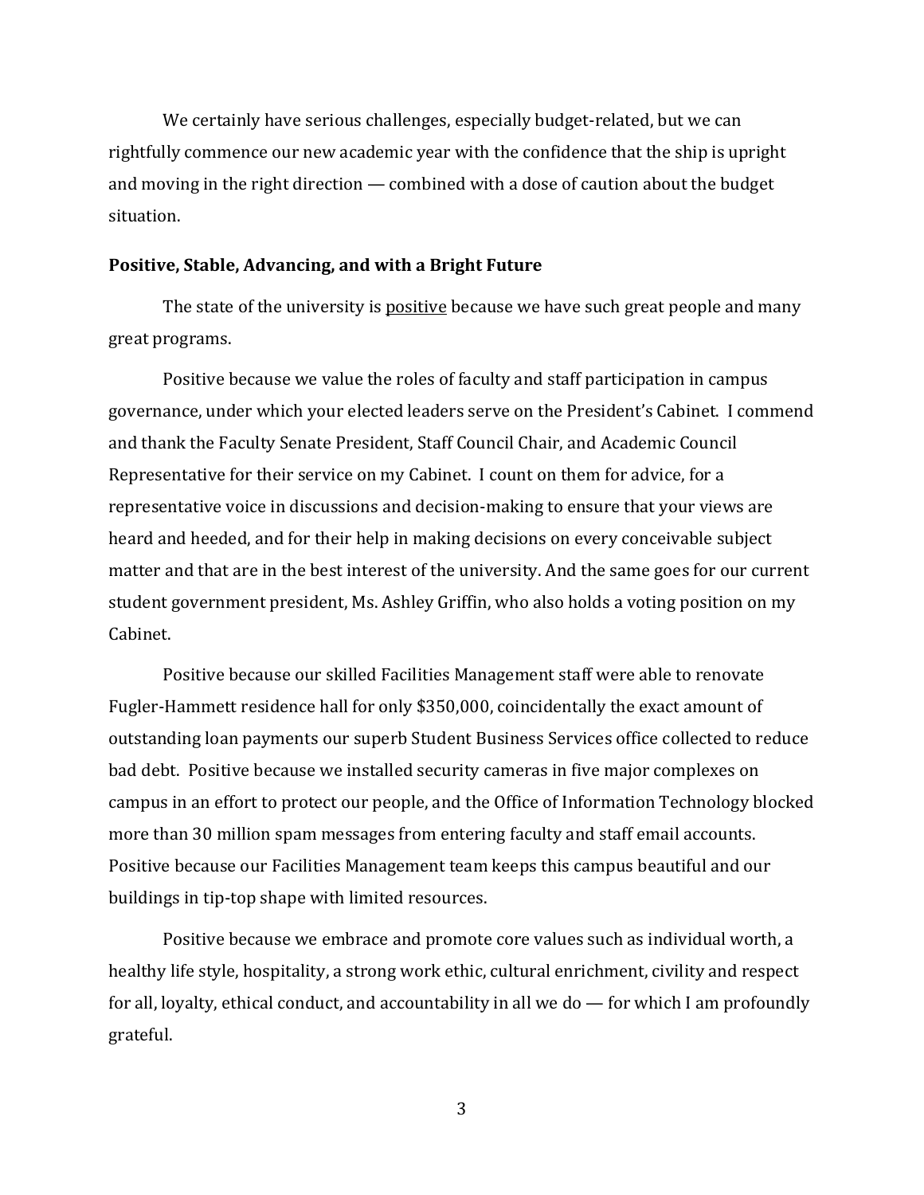We certainly have serious challenges, especially budget-related, but we can rightfully commence our new academic year with the confidence that the ship is upright and moving in the right direction — combined with a dose of caution about the budget situation.

**Positive, Stable, Advancing, and with a Bright Future**

The state of the university is <u>positive</u> because we have such great people and many great programs.

Positive because we value the roles of faculty and staff participation in campus governance, under which your elected leaders serve on the President's Cabinet. I commend and thank the Faculty Senate President, Staff Council Chair, and Academic Council Representative for their service on my Cabinet. I count on them for advice, for a representative voice in discussions and decision-making to ensure that your views are heard and heeded, and for their help in making decisions on every conceivable subject matter and that are in the best interest of the university. And the same goes for our current student government president, Ms. Ashley Griffin, who also holds a voting position on my Cabinet.

Positive because our skilled Facilities Management staff were able to renovate Fugler-Hammett residence hall for only $350,000, coincidentally the exact amount of outstanding loan payments our superb Student Business Services office collected to reduce bad debt. Positive because we installed security cameras in five major complexes on campus in an effort to protect our people, and the Office of Information Technology blocked more than 30 million spam messages from entering faculty and staff email accounts. Positive because our Facilities Management team keeps this campus beautiful and our buildings in tip-top shape with limited resources.

Positive because we embrace and promote core values such as individual worth, a healthy life style, hospitality, a strong work ethic, cultural enrichment, civility and respect for all, loyalty, ethical conduct, and accountability in all we do — for which I am profoundly grateful.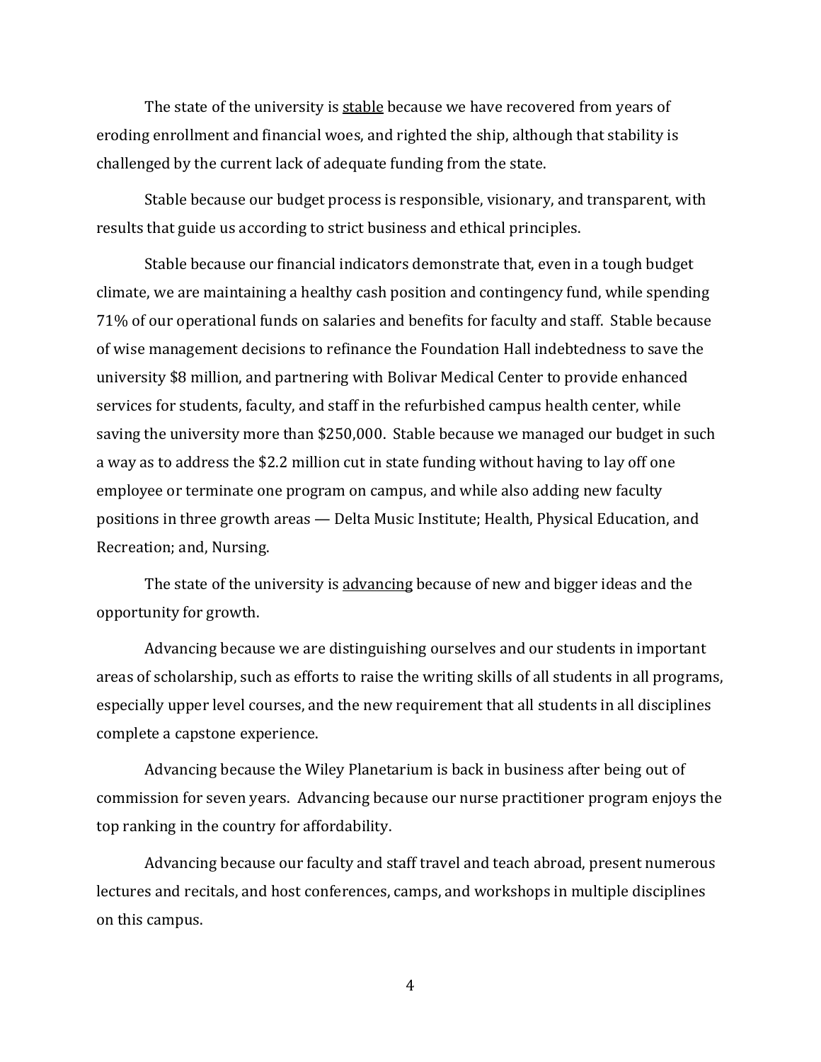The state of the university is <u>stable</u> because we have recovered from years of eroding enrollment and financial woes, and righted the ship, although that stability is challenged by the current lack of adequate funding from the state.

Stable because our budget process is responsible, visionary, and transparent, with results that guide us according to strict business and ethical principles.

Stable because our financial indicators demonstrate that, even in a tough budget climate, we are maintaining a healthy cash position and contingency fund, while spending 71% of our operational funds on salaries and benefits for faculty and staff. Stable because of wise management decisions to refinance the Foundation Hall indebtedness to save the university $8 million, and partnering with Bolivar Medical Center to provide enhanced services for students, faculty, and staff in the refurbished campus health center, while saving the university more than $250,000. Stable because we managed our budget in such a way as to address the $2.2 million cut in state funding without having to lay off one employee or terminate one program on campus, and while also adding new faculty positions in three growth areas — Delta Music Institute; Health, Physical Education, and Recreation; and, Nursing.

The state of the university is <u>advancing</u> because of new and bigger ideas and the opportunity for growth.

Advancing because we are distinguishing ourselves and our students in important areas of scholarship, such as efforts to raise the writing skills of all students in all programs, especially upper level courses, and the new requirement that all students in all disciplines complete a capstone experience.

Advancing because the Wiley Planetarium is back in business after being out of commission for seven years. Advancing because our nurse practitioner program enjoys the top ranking in the country for affordability.

Advancing because our faculty and staff travel and teach abroad, present numerous lectures and recitals, and host conferences, camps, and workshops in multiple disciplines on this campus.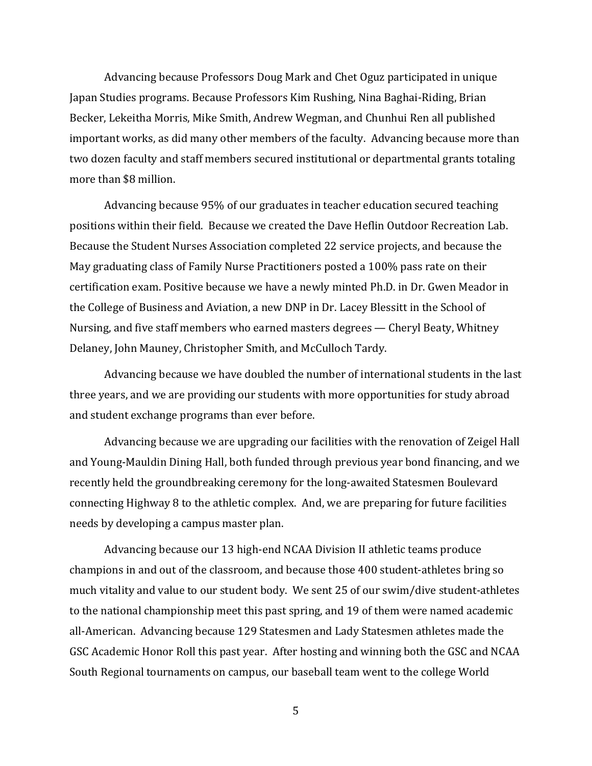Advancing because Professors Doug Mark and Chet Oguz participated in unique Japan Studies programs. Because Professors Kim Rushing, Nina Baghai-Riding, Brian Becker, Lekeitha Morris, Mike Smith, Andrew Wegman, and Chunhui Ren all published important works, as did many other members of the faculty. Advancing because more than two dozen faculty and staff members secured institutional or departmental grants totaling more than $8 million.

Advancing because 95% of our graduates in teacher education secured teaching positions within their field. Because we created the Dave Heflin Outdoor Recreation Lab. Because the Student Nurses Association completed 22 service projects, and because the May graduating class of Family Nurse Practitioners posted a 100% pass rate on their certification exam. Positive because we have a newly minted Ph.D. in Dr. Gwen Meador in the College of Business and Aviation, a new DNP in Dr. Lacey Blessitt in the School of Nursing, and five staff members who earned masters degrees — Cheryl Beaty, Whitney Delaney, John Mauney, Christopher Smith, and McCulloch Tardy.

Advancing because we have doubled the number of international students in the last three years, and we are providing our students with more opportunities for study abroad and student exchange programs than ever before.

Advancing because we are upgrading our facilities with the renovation of Zeigel Hall and Young-Mauldin Dining Hall, both funded through previous year bond financing, and we recently held the groundbreaking ceremony for the long-awaited Statesmen Boulevard connecting Highway 8 to the athletic complex. And, we are preparing for future facilities needs by developing a campus master plan.

Advancing because our 13 high-end NCAA Division II athletic teams produce champions in and out of the classroom, and because those 400 student-athletes bring so much vitality and value to our student body. We sent 25 of our swim/dive student-athletes to the national championship meet this past spring, and 19 of them were named academic all-American. Advancing because 129 Statesmen and Lady Statesmen athletes made the GSC Academic Honor Roll this past year. After hosting and winning both the GSC and NCAA South Regional tournaments on campus, our baseball team went to the college World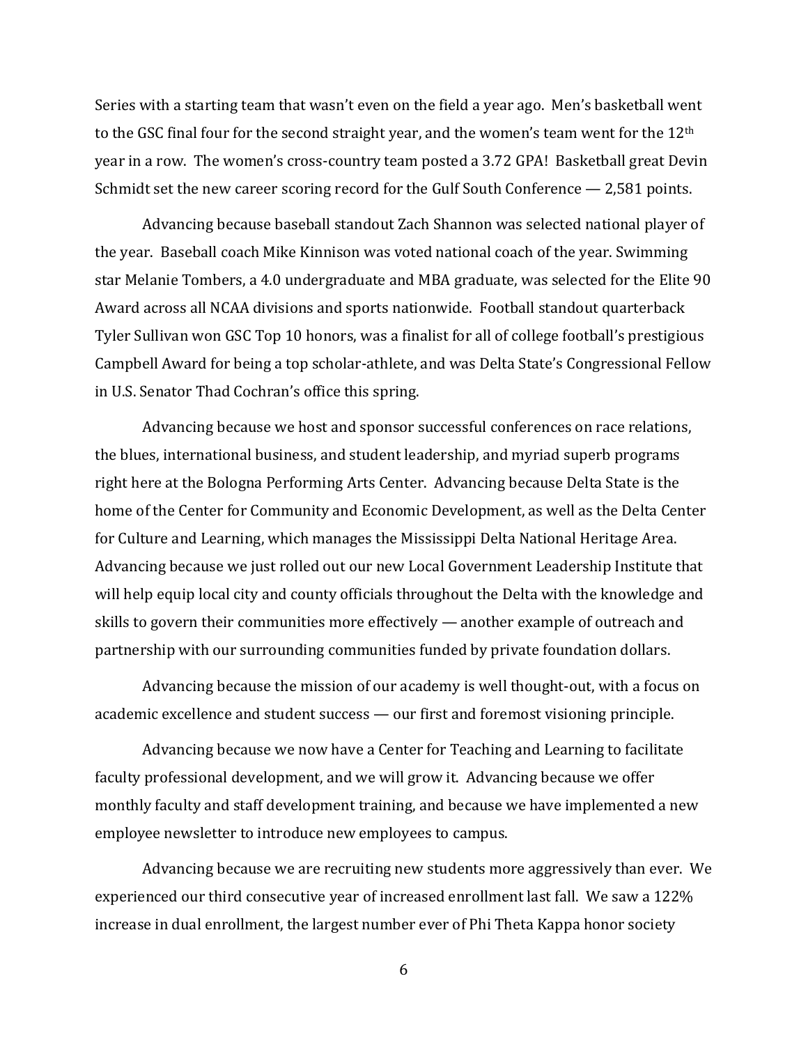Series with a starting team that wasn't even on the field a year ago. Men's basketball went to the GSC final four for the second straight year, and the women's team went for the 12th year in a row. The women's cross-country team posted a 3.72 GPA! Basketball great Devin Schmidt set the new career scoring record for the Gulf South Conference — 2,581 points.

Advancing because baseball standout Zach Shannon was selected national player of the year. Baseball coach Mike Kinnison was voted national coach of the year. Swimming star Melanie Tombers, a 4.0 undergraduate and MBA graduate, was selected for the Elite 90 Award across all NCAA divisions and sports nationwide. Football standout quarterback Tyler Sullivan won GSC Top 10 honors, was a finalist for all of college football's prestigious Campbell Award for being a top scholar-athlete, and was Delta State's Congressional Fellow in U.S. Senator Thad Cochran's office this spring.

Advancing because we host and sponsor successful conferences on race relations, the blues, international business, and student leadership, and myriad superb programs right here at the Bologna Performing Arts Center. Advancing because Delta State is the home of the Center for Community and Economic Development, as well as the Delta Center for Culture and Learning, which manages the Mississippi Delta National Heritage Area. Advancing because we just rolled out our new Local Government Leadership Institute that will help equip local city and county officials throughout the Delta with the knowledge and skills to govern their communities more effectively — another example of outreach and partnership with our surrounding communities funded by private foundation dollars.

Advancing because the mission of our academy is well thought-out, with a focus on academic excellence and student success — our first and foremost visioning principle.

Advancing because we now have a Center for Teaching and Learning to facilitate faculty professional development, and we will grow it. Advancing because we offer monthly faculty and staff development training, and because we have implemented a new employee newsletter to introduce new employees to campus.

Advancing because we are recruiting new students more aggressively than ever. We experienced our third consecutive year of increased enrollment last fall. We saw a 122% increase in dual enrollment, the largest number ever of Phi Theta Kappa honor society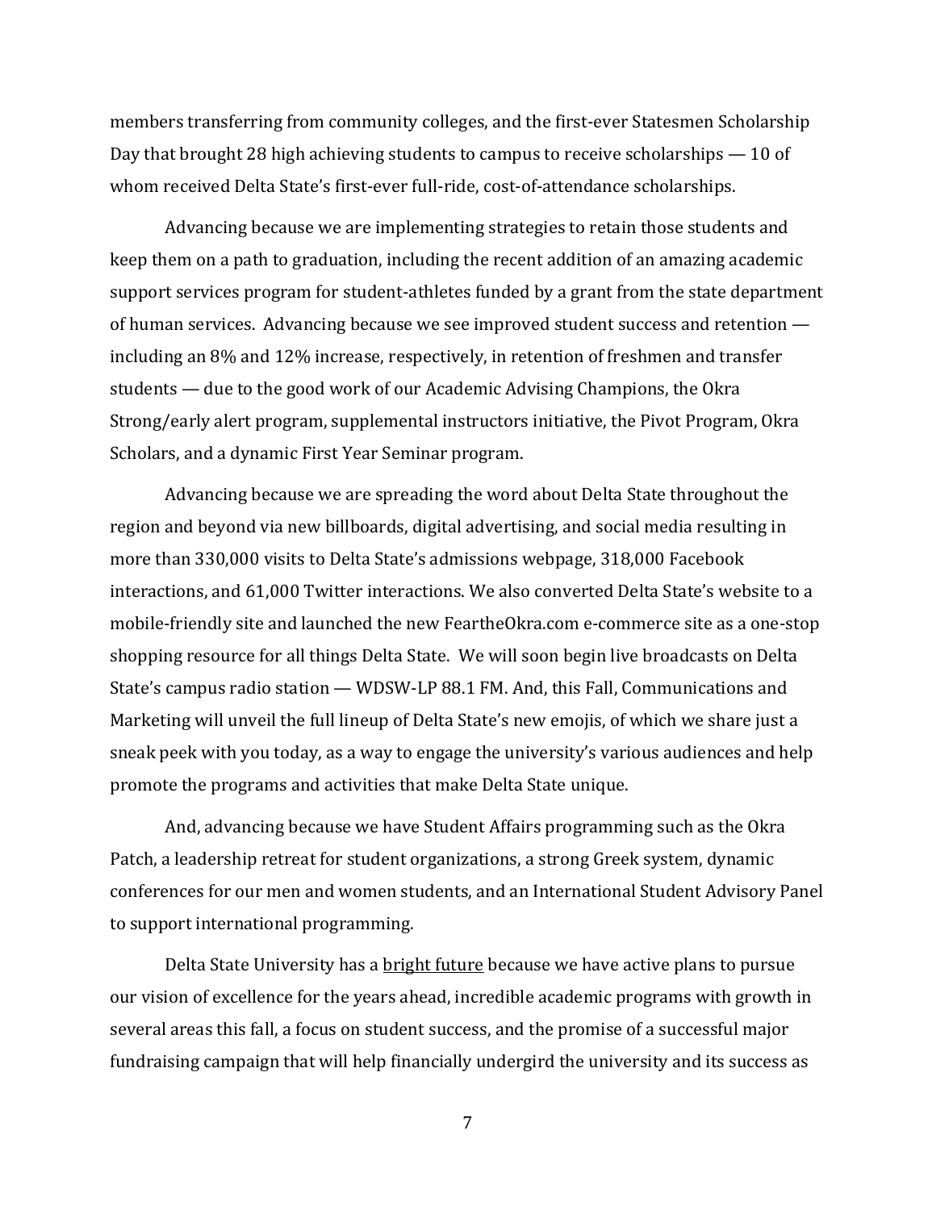members transferring from community colleges, and the first-ever Statesmen Scholarship Day that brought 28 high achieving students to campus to receive scholarships — 10 of whom received Delta State's first-ever full-ride, cost-of-attendance scholarships.

Advancing because we are implementing strategies to retain those students and keep them on a path to graduation, including the recent addition of an amazing academic support services program for student-athletes funded by a grant from the state department of human services. Advancing because we see improved student success and retention — including an 8% and 12% increase, respectively, in retention of freshmen and transfer students — due to the good work of our Academic Advising Champions, the Okra Strong/early alert program, supplemental instructors initiative, the Pivot Program, Okra Scholars, and a dynamic First Year Seminar program.

Advancing because we are spreading the word about Delta State throughout the region and beyond via new billboards, digital advertising, and social media resulting in more than 330,000 visits to Delta State's admissions webpage, 318,000 Facebook interactions, and 61,000 Twitter interactions. We also converted Delta State's website to a mobile-friendly site and launched the new FeartheOkra.com e-commerce site as a one-stop shopping resource for all things Delta State. We will soon begin live broadcasts on Delta State's campus radio station — WDSW-LP 88.1 FM. And, this Fall, Communications and Marketing will unveil the full lineup of Delta State's new emojis, of which we share just a sneak peek with you today, as a way to engage the university's various audiences and help promote the programs and activities that make Delta State unique.

And, advancing because we have Student Affairs programming such as the Okra Patch, a leadership retreat for student organizations, a strong Greek system, dynamic conferences for our men and women students, and an International Student Advisory Panel to support international programming.

Delta State University has a <u>bright future</u> because we have active plans to pursue our vision of excellence for the years ahead, incredible academic programs with growth in several areas this fall, a focus on student success, and the promise of a successful major fundraising campaign that will help financially undergird the university and its success as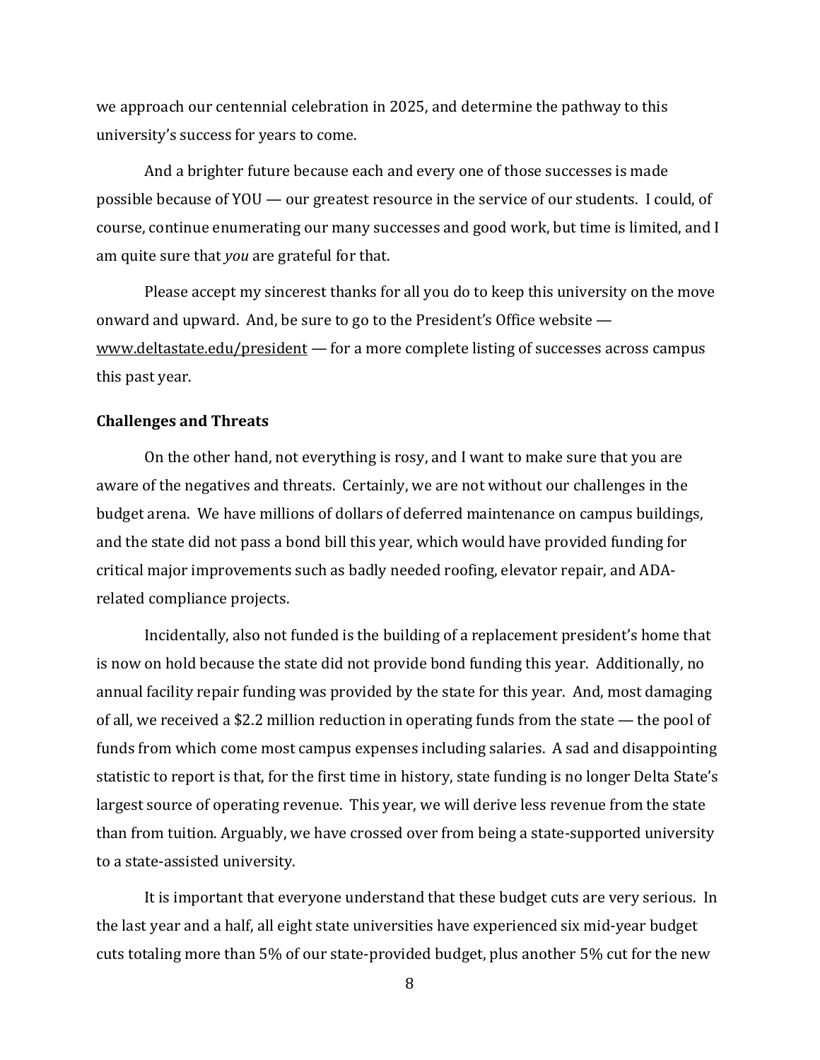we approach our centennial celebration in 2025, and determine the pathway to this university's success for years to come.

And a brighter future because each and every one of those successes is made possible because of YOU — our greatest resource in the service of our students. I could, of course, continue enumerating our many successes and good work, but time is limited, and I am quite sure that *you* are grateful for that.

Please accept my sincerest thanks for all you do to keep this university on the move onward and upward. And, be sure to go to the President's Office website — www.deltastate.edu/president — for a more complete listing of successes across campus this past year.

**Challenges and Threats**

On the other hand, not everything is rosy, and I want to make sure that you are aware of the negatives and threats. Certainly, we are not without our challenges in the budget arena. We have millions of dollars of deferred maintenance on campus buildings, and the state did not pass a bond bill this year, which would have provided funding for critical major improvements such as badly needed roofing, elevator repair, and ADA-related compliance projects.

Incidentally, also not funded is the building of a replacement president's home that is now on hold because the state did not provide bond funding this year. Additionally, no annual facility repair funding was provided by the state for this year. And, most damaging of all, we received a $2.2 million reduction in operating funds from the state — the pool of funds from which come most campus expenses including salaries. A sad and disappointing statistic to report is that, for the first time in history, state funding is no longer Delta State's largest source of operating revenue. This year, we will derive less revenue from the state than from tuition. Arguably, we have crossed over from being a state-supported university to a state-assisted university.

It is important that everyone understand that these budget cuts are very serious. In the last year and a half, all eight state universities have experienced six mid-year budget cuts totaling more than 5% of our state-provided budget, plus another 5% cut for the new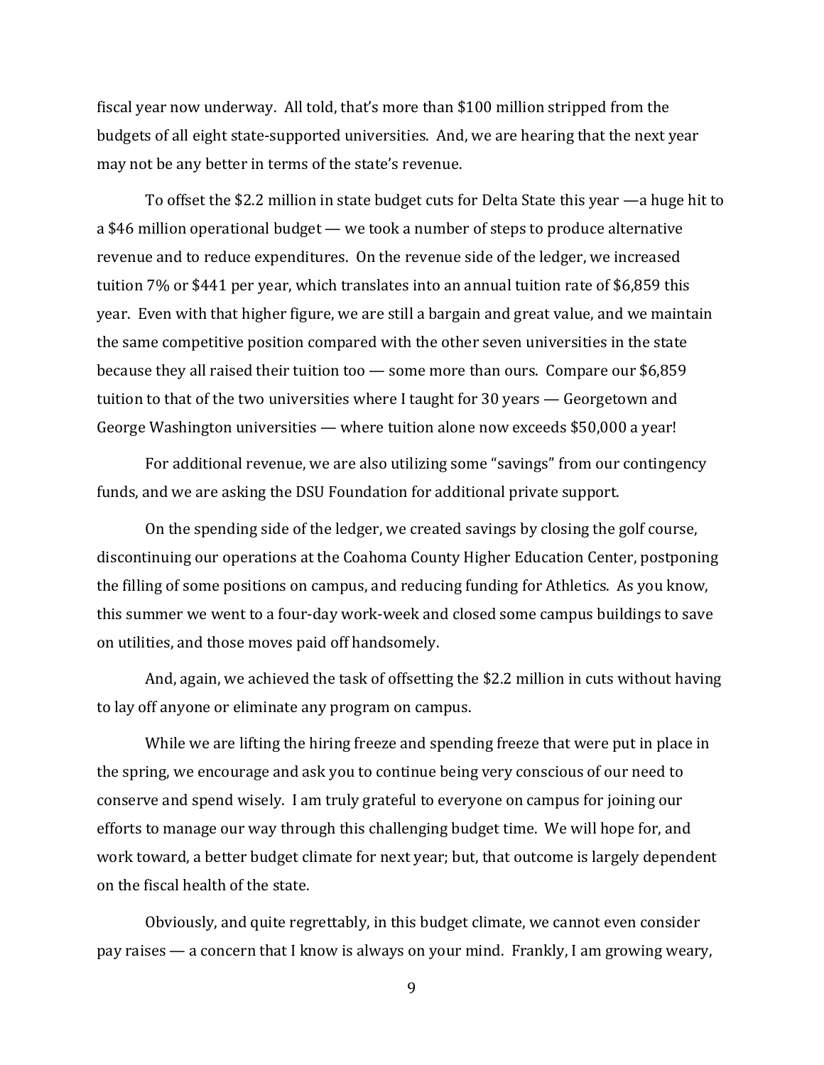fiscal year now underway. All told, that's more than $100 million stripped from the budgets of all eight state-supported universities. And, we are hearing that the next year may not be any better in terms of the state's revenue.

To offset the $2.2 million in state budget cuts for Delta State this year —a huge hit to a $46 million operational budget — we took a number of steps to produce alternative revenue and to reduce expenditures. On the revenue side of the ledger, we increased tuition 7% or $441 per year, which translates into an annual tuition rate of $6,859 this year. Even with that higher figure, we are still a bargain and great value, and we maintain the same competitive position compared with the other seven universities in the state because they all raised their tuition too — some more than ours. Compare our $6,859 tuition to that of the two universities where I taught for 30 years — Georgetown and George Washington universities — where tuition alone now exceeds $50,000 a year!

For additional revenue, we are also utilizing some "savings" from our contingency funds, and we are asking the DSU Foundation for additional private support.

On the spending side of the ledger, we created savings by closing the golf course, discontinuing our operations at the Coahoma County Higher Education Center, postponing the filling of some positions on campus, and reducing funding for Athletics. As you know, this summer we went to a four-day work-week and closed some campus buildings to save on utilities, and those moves paid off handsomely.

And, again, we achieved the task of offsetting the $2.2 million in cuts without having to lay off anyone or eliminate any program on campus.

While we are lifting the hiring freeze and spending freeze that were put in place in the spring, we encourage and ask you to continue being very conscious of our need to conserve and spend wisely. I am truly grateful to everyone on campus for joining our efforts to manage our way through this challenging budget time. We will hope for, and work toward, a better budget climate for next year; but, that outcome is largely dependent on the fiscal health of the state.

Obviously, and quite regrettably, in this budget climate, we cannot even consider pay raises — a concern that I know is always on your mind. Frankly, I am growing weary,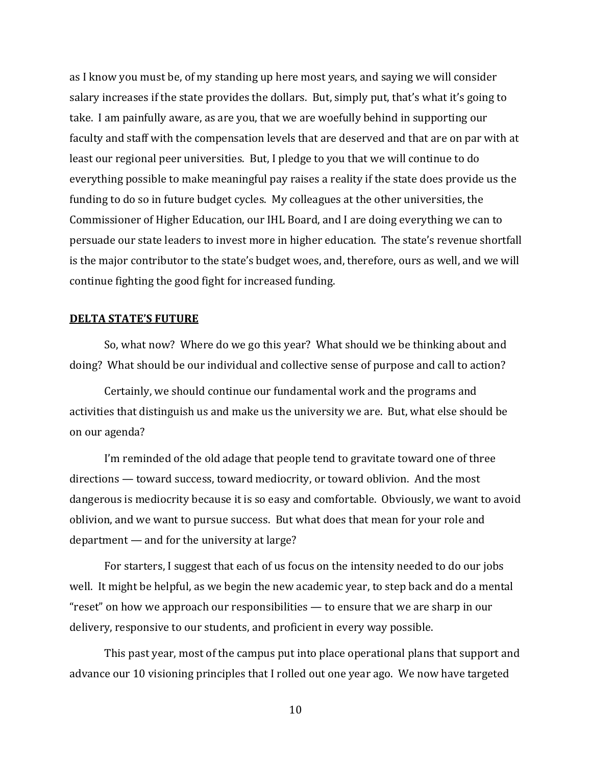as I know you must be, of my standing up here most years, and saying we will consider salary increases if the state provides the dollars. But, simply put, that's what it's going to take. I am painfully aware, as are you, that we are woefully behind in supporting our faculty and staff with the compensation levels that are deserved and that are on par with at least our regional peer universities. But, I pledge to you that we will continue to do everything possible to make meaningful pay raises a reality if the state does provide us the funding to do so in future budget cycles. My colleagues at the other universities, the Commissioner of Higher Education, our IHL Board, and I are doing everything we can to persuade our state leaders to invest more in higher education. The state's revenue shortfall is the major contributor to the state's budget woes, and, therefore, ours as well, and we will continue fighting the good fight for increased funding.

## DELTA STATE'S FUTURE

So, what now? Where do we go this year? What should we be thinking about and doing? What should be our individual and collective sense of purpose and call to action?

Certainly, we should continue our fundamental work and the programs and activities that distinguish us and make us the university we are. But, what else should be on our agenda?

I'm reminded of the old adage that people tend to gravitate toward one of three directions — toward success, toward mediocrity, or toward oblivion. And the most dangerous is mediocrity because it is so easy and comfortable. Obviously, we want to avoid oblivion, and we want to pursue success. But what does that mean for your role and department — and for the university at large?

For starters, I suggest that each of us focus on the intensity needed to do our jobs well. It might be helpful, as we begin the new academic year, to step back and do a mental "reset" on how we approach our responsibilities — to ensure that we are sharp in our delivery, responsive to our students, and proficient in every way possible.

This past year, most of the campus put into place operational plans that support and advance our 10 visioning principles that I rolled out one year ago. We now have targeted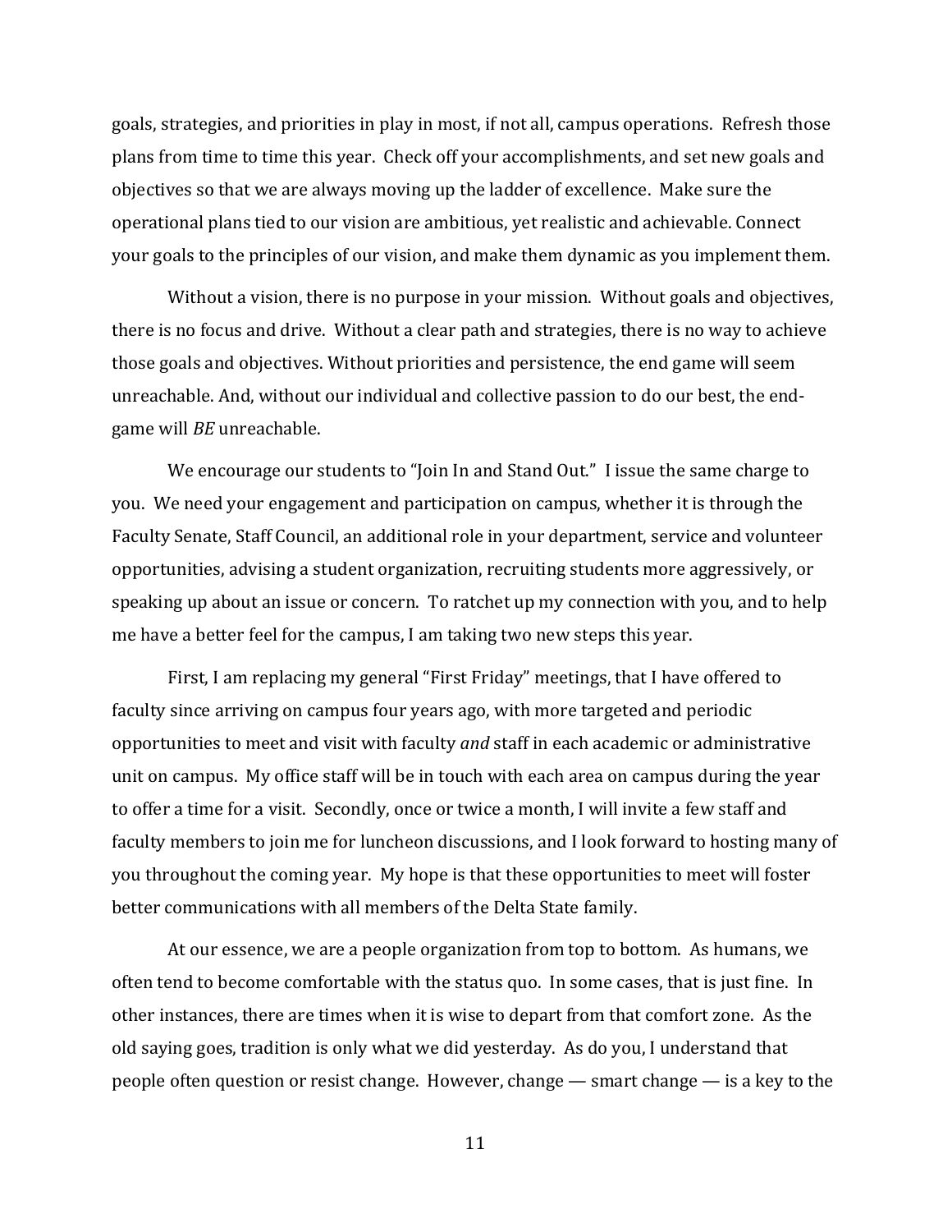goals, strategies, and priorities in play in most, if not all, campus operations. Refresh those plans from time to time this year. Check off your accomplishments, and set new goals and objectives so that we are always moving up the ladder of excellence. Make sure the operational plans tied to our vision are ambitious, yet realistic and achievable. Connect your goals to the principles of our vision, and make them dynamic as you implement them.

Without a vision, there is no purpose in your mission. Without goals and objectives, there is no focus and drive. Without a clear path and strategies, there is no way to achieve those goals and objectives. Without priorities and persistence, the end game will seem unreachable. And, without our individual and collective passion to do our best, the end-game will *BE* unreachable.

We encourage our students to "Join In and Stand Out." I issue the same charge to you. We need your engagement and participation on campus, whether it is through the Faculty Senate, Staff Council, an additional role in your department, service and volunteer opportunities, advising a student organization, recruiting students more aggressively, or speaking up about an issue or concern. To ratchet up my connection with you, and to help me have a better feel for the campus, I am taking two new steps this year.

First, I am replacing my general "First Friday" meetings, that I have offered to faculty since arriving on campus four years ago, with more targeted and periodic opportunities to meet and visit with faculty *and* staff in each academic or administrative unit on campus. My office staff will be in touch with each area on campus during the year to offer a time for a visit. Secondly, once or twice a month, I will invite a few staff and faculty members to join me for luncheon discussions, and I look forward to hosting many of you throughout the coming year. My hope is that these opportunities to meet will foster better communications with all members of the Delta State family.

At our essence, we are a people organization from top to bottom. As humans, we often tend to become comfortable with the status quo. In some cases, that is just fine. In other instances, there are times when it is wise to depart from that comfort zone. As the old saying goes, tradition is only what we did yesterday. As do you, I understand that people often question or resist change. However, change — smart change — is a key to the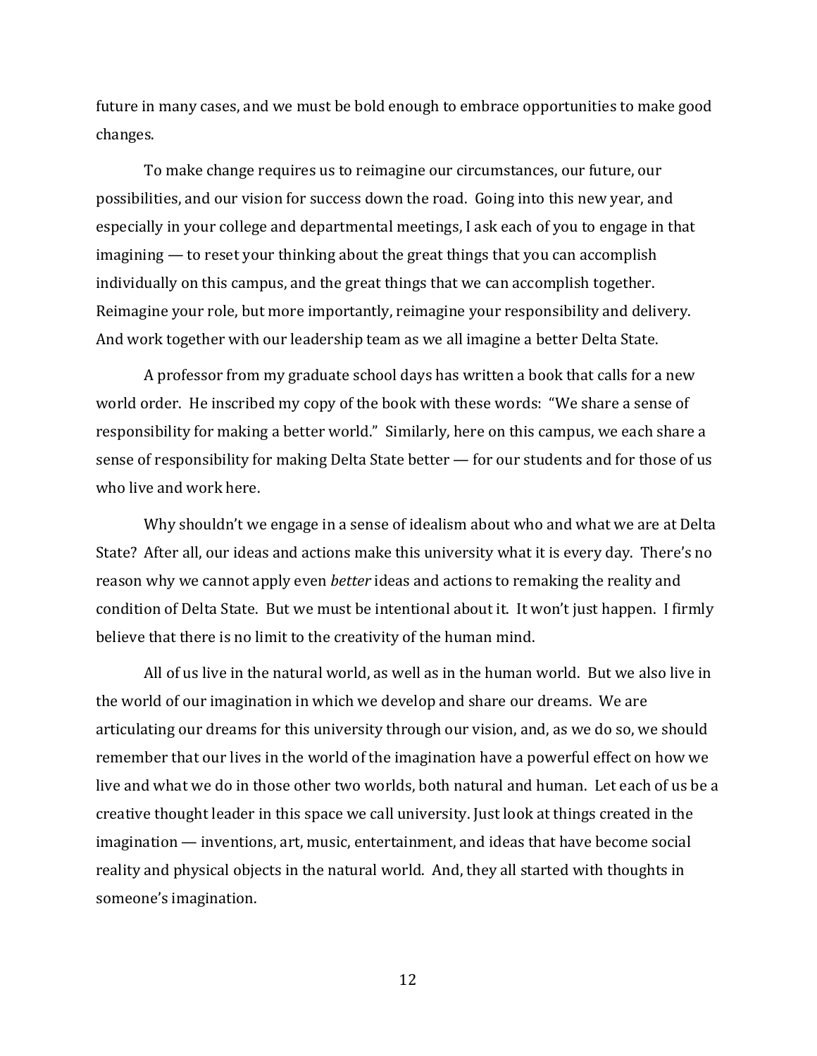future in many cases, and we must be bold enough to embrace opportunities to make good changes.

To make change requires us to reimagine our circumstances, our future, our possibilities, and our vision for success down the road. Going into this new year, and especially in your college and departmental meetings, I ask each of you to engage in that imagining — to reset your thinking about the great things that you can accomplish individually on this campus, and the great things that we can accomplish together. Reimagine your role, but more importantly, reimagine your responsibility and delivery. And work together with our leadership team as we all imagine a better Delta State.

A professor from my graduate school days has written a book that calls for a new world order. He inscribed my copy of the book with these words: "We share a sense of responsibility for making a better world." Similarly, here on this campus, we each share a sense of responsibility for making Delta State better — for our students and for those of us who live and work here.

Why shouldn't we engage in a sense of idealism about who and what we are at Delta State? After all, our ideas and actions make this university what it is every day. There's no reason why we cannot apply even *better* ideas and actions to remaking the reality and condition of Delta State. But we must be intentional about it. It won't just happen. I firmly believe that there is no limit to the creativity of the human mind.

All of us live in the natural world, as well as in the human world. But we also live in the world of our imagination in which we develop and share our dreams. We are articulating our dreams for this university through our vision, and, as we do so, we should remember that our lives in the world of the imagination have a powerful effect on how we live and what we do in those other two worlds, both natural and human. Let each of us be a creative thought leader in this space we call university. Just look at things created in the imagination — inventions, art, music, entertainment, and ideas that have become social reality and physical objects in the natural world. And, they all started with thoughts in someone's imagination.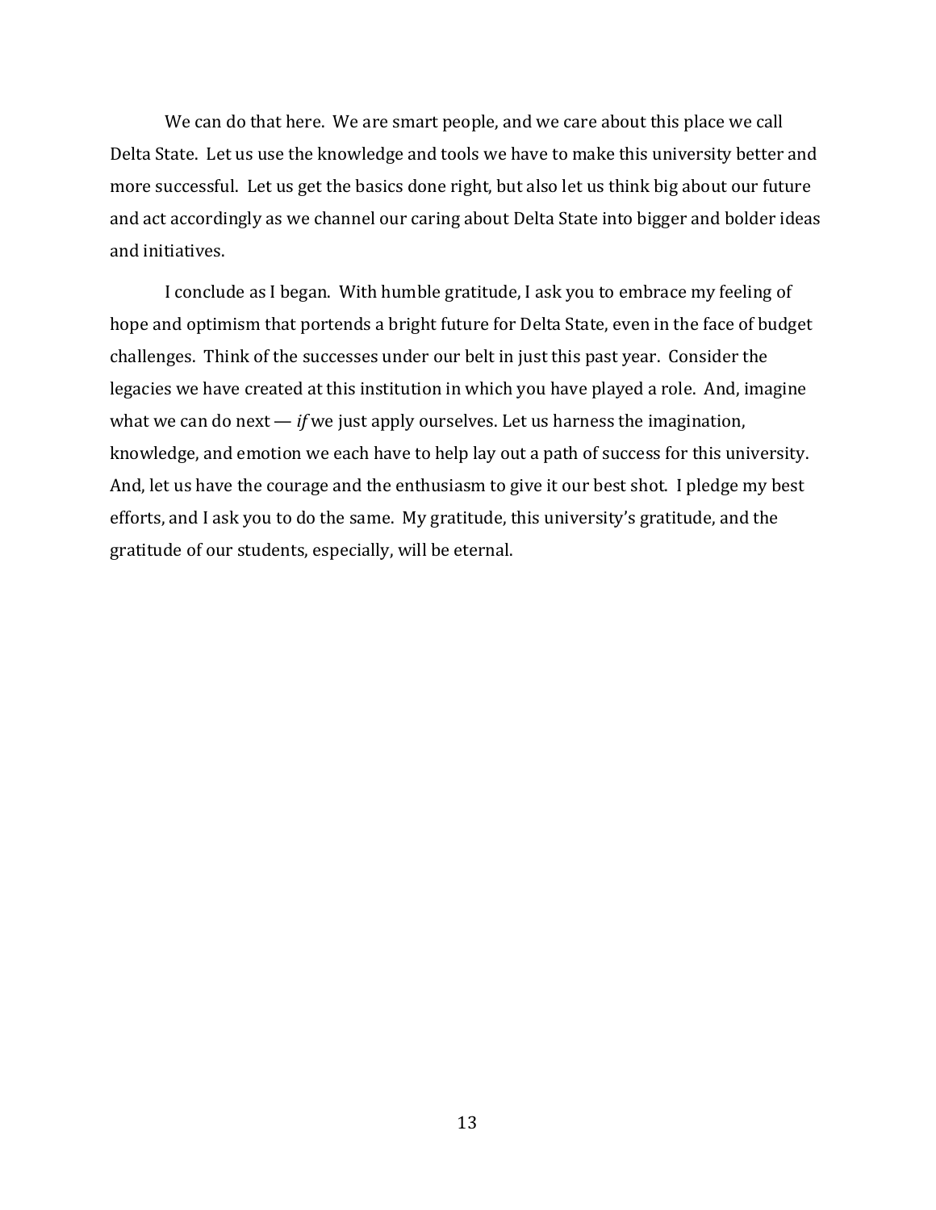We can do that here. We are smart people, and we care about this place we call Delta State. Let us use the knowledge and tools we have to make this university better and more successful. Let us get the basics done right, but also let us think big about our future and act accordingly as we channel our caring about Delta State into bigger and bolder ideas and initiatives.

I conclude as I began. With humble gratitude, I ask you to embrace my feeling of hope and optimism that portends a bright future for Delta State, even in the face of budget challenges. Think of the successes under our belt in just this past year. Consider the legacies we have created at this institution in which you have played a role. And, imagine what we can do next — *if* we just apply ourselves. Let us harness the imagination, knowledge, and emotion we each have to help lay out a path of success for this university. And, let us have the courage and the enthusiasm to give it our best shot. I pledge my best efforts, and I ask you to do the same. My gratitude, this university's gratitude, and the gratitude of our students, especially, will be eternal.